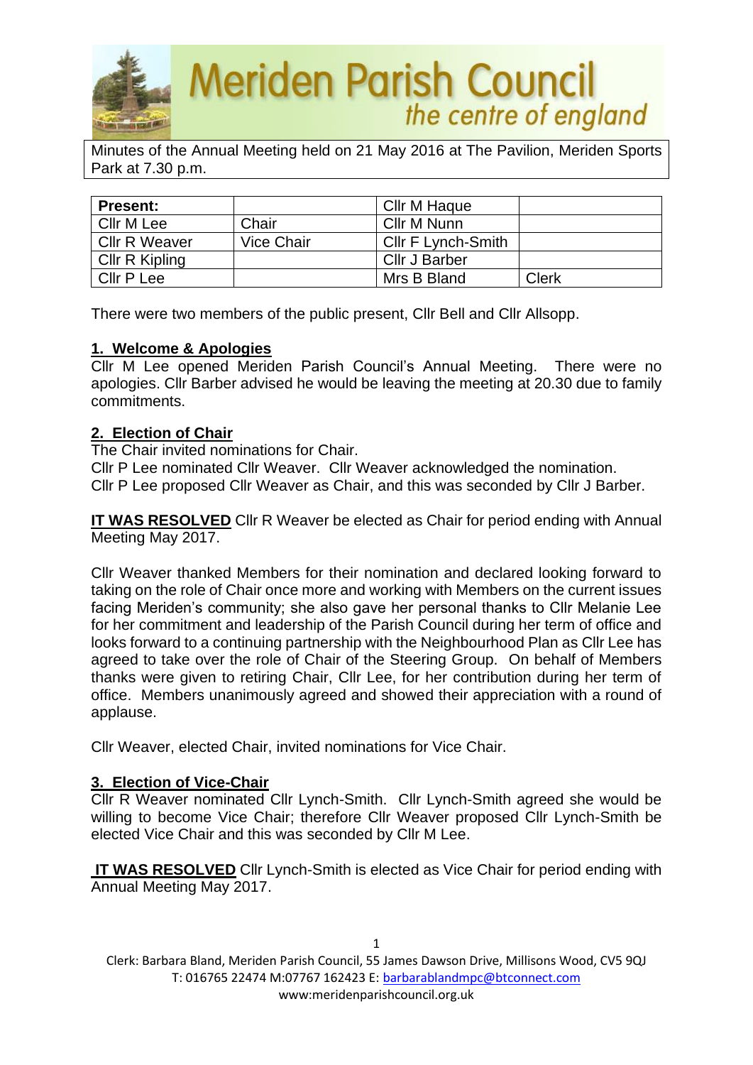# Meriden Parish Council
*the centre of england*

Minutes of the Annual Meeting held on 21 May 2016 at The Pavilion, Meriden Sports Park at 7.30 p.m.

| **Present:** | | Cllr M Haque | |
|---|---|---|---|
| Cllr M Lee | Chair | Cllr M Nunn | |
| Cllr R Weaver | Vice Chair | Cllr F Lynch-Smith | |
| Cllr R Kipling | | Cllr J Barber | |
| Cllr P Lee | | Mrs B Bland | Clerk |

There were two members of the public present, Cllr Bell and Cllr Allsopp.

## 1. Welcome & Apologies

Cllr M Lee opened Meriden Parish Council's Annual Meeting. There were no apologies. Cllr Barber advised he would be leaving the meeting at 20.30 due to family commitments.

## 2. Election of Chair

The Chair invited nominations for Chair.
Cllr P Lee nominated Cllr Weaver. Cllr Weaver acknowledged the nomination.
Cllr P Lee proposed Cllr Weaver as Chair, and this was seconded by Cllr J Barber.

**IT WAS RESOLVED** Cllr R Weaver be elected as Chair for period ending with Annual Meeting May 2017.

Cllr Weaver thanked Members for their nomination and declared looking forward to taking on the role of Chair once more and working with Members on the current issues facing Meriden's community; she also gave her personal thanks to Cllr Melanie Lee for her commitment and leadership of the Parish Council during her term of office and looks forward to a continuing partnership with the Neighbourhood Plan as Cllr Lee has agreed to take over the role of Chair of the Steering Group. On behalf of Members thanks were given to retiring Chair, Cllr Lee, for her contribution during her term of office. Members unanimously agreed and showed their appreciation with a round of applause.

Cllr Weaver, elected Chair, invited nominations for Vice Chair.

## 3. Election of Vice-Chair

Cllr R Weaver nominated Cllr Lynch-Smith. Cllr Lynch-Smith agreed she would be willing to become Vice Chair; therefore Cllr Weaver proposed Cllr Lynch-Smith be elected Vice Chair and this was seconded by Cllr M Lee.

**IT WAS RESOLVED** Cllr Lynch-Smith is elected as Vice Chair for period ending with Annual Meeting May 2017.

Clerk: Barbara Bland, Meriden Parish Council, 55 James Dawson Drive, Millisons Wood, CV5 9QJ
T: 016765 22474 M:07767 162423 E: barbarablandmpc@btconnect.com
www:meridenparishcouncil.org.uk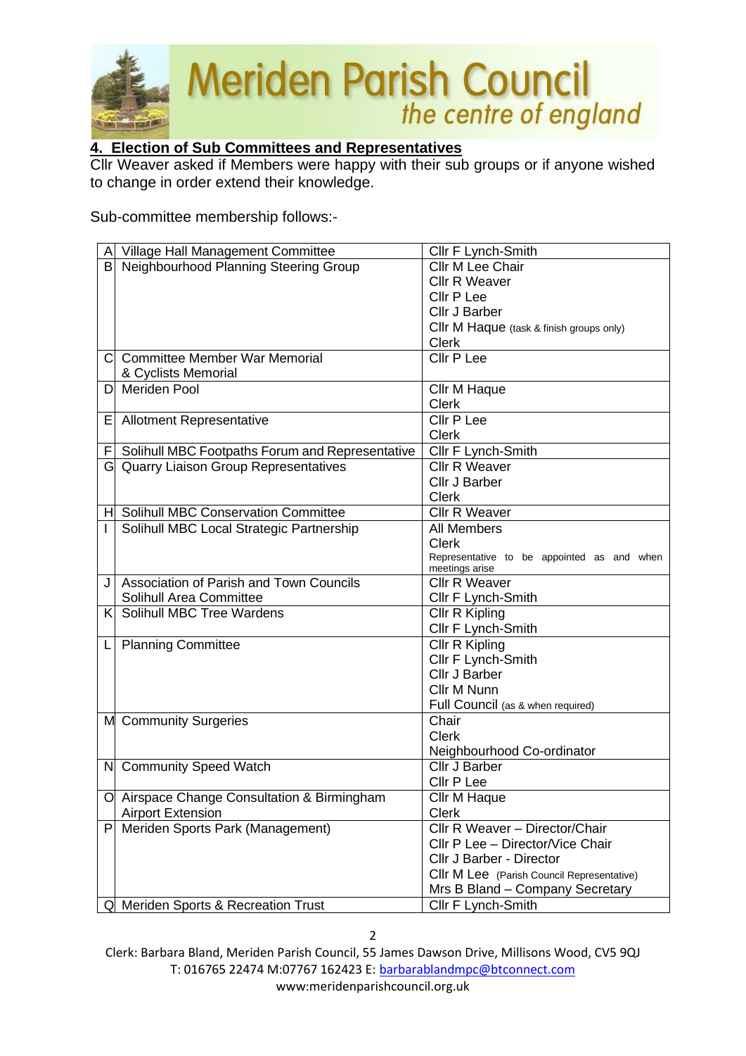## 4. Election of Sub Committees and Representatives

Cllr Weaver asked if Members were happy with their sub groups or if anyone wished to change in order extend their knowledge.

Sub-committee membership follows:-

| | | |
|---|---|---|
| A | Village Hall Management Committee | Cllr F Lynch-Smith |
| B | Neighbourhood Planning Steering Group | Cllr M Lee Chair<br>Cllr R Weaver<br>Cllr P Lee<br>Cllr J Barber<br>Cllr M Haque (task & finish groups only)<br>Clerk |
| C | Committee Member War Memorial & Cyclists Memorial | Cllr P Lee |
| D | Meriden Pool | Cllr M Haque<br>Clerk |
| E | Allotment Representative | Cllr P Lee<br>Clerk |
| F | Solihull MBC Footpaths Forum and Representative | Cllr F Lynch-Smith |
| G | Quarry Liaison Group Representatives | Cllr R Weaver<br>Cllr J Barber<br>Clerk |
| H | Solihull MBC Conservation Committee | Cllr R Weaver |
| I | Solihull MBC Local Strategic Partnership | All Members<br>Clerk<br>Representative to be appointed as and when meetings arise |
| J | Association of Parish and Town Councils Solihull Area Committee | Cllr R Weaver<br>Cllr F Lynch-Smith |
| K | Solihull MBC Tree Wardens | Cllr R Kipling<br>Cllr F Lynch-Smith |
| L | Planning Committee | Cllr R Kipling<br>Cllr F Lynch-Smith<br>Cllr J Barber<br>Cllr M Nunn<br>Full Council (as & when required) |
| M | Community Surgeries | Chair<br>Clerk<br>Neighbourhood Co-ordinator |
| N | Community Speed Watch | Cllr J Barber<br>Cllr P Lee |
| O | Airspace Change Consultation & Birmingham Airport Extension | Cllr M Haque<br>Clerk |
| P | Meriden Sports Park (Management) | Cllr R Weaver – Director/Chair<br>Cllr P Lee – Director/Vice Chair<br>Cllr J Barber - Director<br>Cllr M Lee (Parish Council Representative)<br>Mrs B Bland – Company Secretary |
| Q | Meriden Sports & Recreation Trust | Cllr F Lynch-Smith |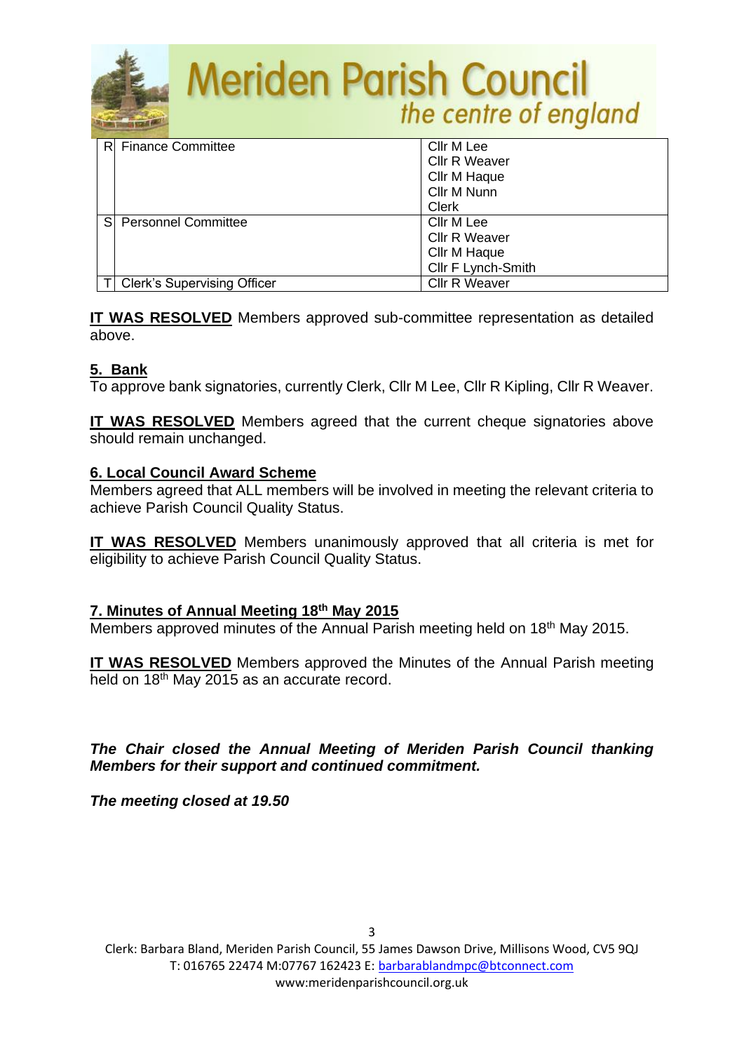| | | |
|---|---|---|
| R | Finance Committee | Cllr M Lee<br>Cllr R Weaver<br>Cllr M Haque<br>Cllr M Nunn<br>Clerk |
| S | Personnel Committee | Cllr M Lee<br>Cllr R Weaver<br>Cllr M Haque<br>Cllr F Lynch-Smith |
| T | Clerk's Supervising Officer | Cllr R Weaver |

**IT WAS RESOLVED** Members approved sub-committee representation as detailed above.

**5. Bank**

To approve bank signatories, currently Clerk, Cllr M Lee, Cllr R Kipling, Cllr R Weaver.

**IT WAS RESOLVED** Members agreed that the current cheque signatories above should remain unchanged.

**6. Local Council Award Scheme**

Members agreed that ALL members will be involved in meeting the relevant criteria to achieve Parish Council Quality Status.

**IT WAS RESOLVED** Members unanimously approved that all criteria is met for eligibility to achieve Parish Council Quality Status.

**7. Minutes of Annual Meeting 18th May 2015**

Members approved minutes of the Annual Parish meeting held on 18th May 2015.

**IT WAS RESOLVED** Members approved the Minutes of the Annual Parish meeting held on 18th May 2015 as an accurate record.

***The Chair closed the Annual Meeting of Meriden Parish Council thanking Members for their support and continued commitment.***

***The meeting closed at 19.50***